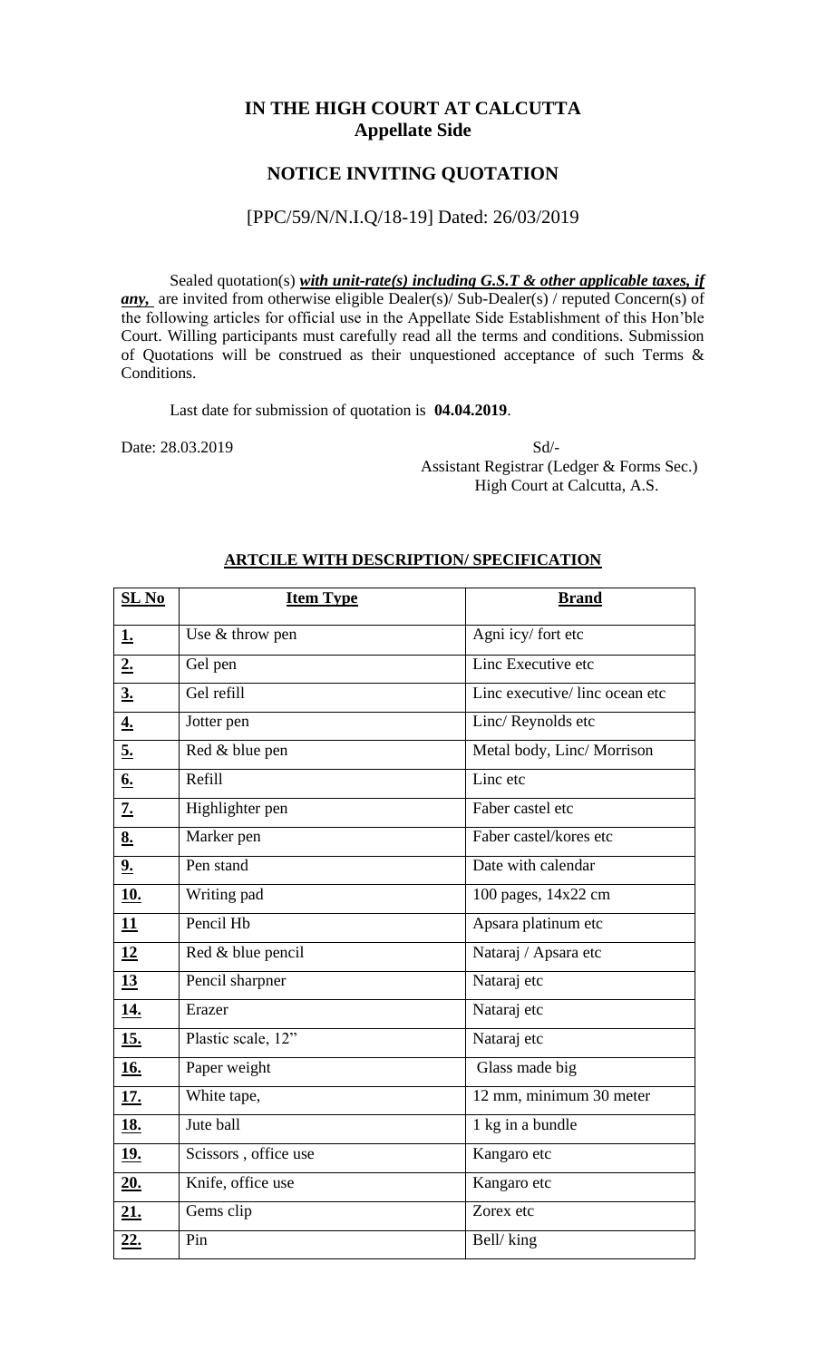## IN THE HIGH COURT AT CALCUTTA
## Appellate Side

## NOTICE INVITING QUOTATION

[PPC/59/N/N.I.Q/18-19] Dated: 26/03/2019

Sealed quotation(s) ***with unit-rate(s) including G.S.T & other applicable taxes, if any,*** are invited from otherwise eligible Dealer(s)/ Sub-Dealer(s) / reputed Concern(s) of the following articles for official use in the Appellate Side Establishment of this Hon'ble Court. Willing participants must carefully read all the terms and conditions. Submission of Quotations will be construed as their unquestioned acceptance of such Terms & Conditions.

Last date for submission of quotation is **04.04.2019**.

Date: 28.03.2019

Sd/-
Assistant Registrar (Ledger & Forms Sec.)
High Court at Calcutta, A.S.

**ARTCILE WITH DESCRIPTION/ SPECIFICATION**

| SL No | Item Type | Brand |
|---|---|---|
| 1. | Use & throw pen | Agni icy/ fort etc |
| 2. | Gel pen | Linc Executive etc |
| 3. | Gel refill | Linc executive/ linc ocean etc |
| 4. | Jotter pen | Linc/ Reynolds etc |
| 5. | Red & blue pen | Metal body, Linc/ Morrison |
| 6. | Refill | Linc etc |
| 7. | Highlighter pen | Faber castel etc |
| 8. | Marker pen | Faber castel/kores etc |
| 9. | Pen stand | Date with calendar |
| 10. | Writing pad | 100 pages, 14x22 cm |
| 11 | Pencil Hb | Apsara platinum etc |
| 12 | Red & blue pencil | Nataraj / Apsara etc |
| 13 | Pencil sharpner | Nataraj etc |
| 14. | Erazer | Nataraj etc |
| 15. | Plastic scale, 12" | Nataraj etc |
| 16. | Paper weight | Glass made big |
| 17. | White tape, | 12 mm, minimum 30 meter |
| 18. | Jute ball | 1 kg in a bundle |
| 19. | Scissors , office use | Kangaro etc |
| 20. | Knife, office use | Kangaro etc |
| 21. | Gems clip | Zorex etc |
| 22. | Pin | Bell/ king |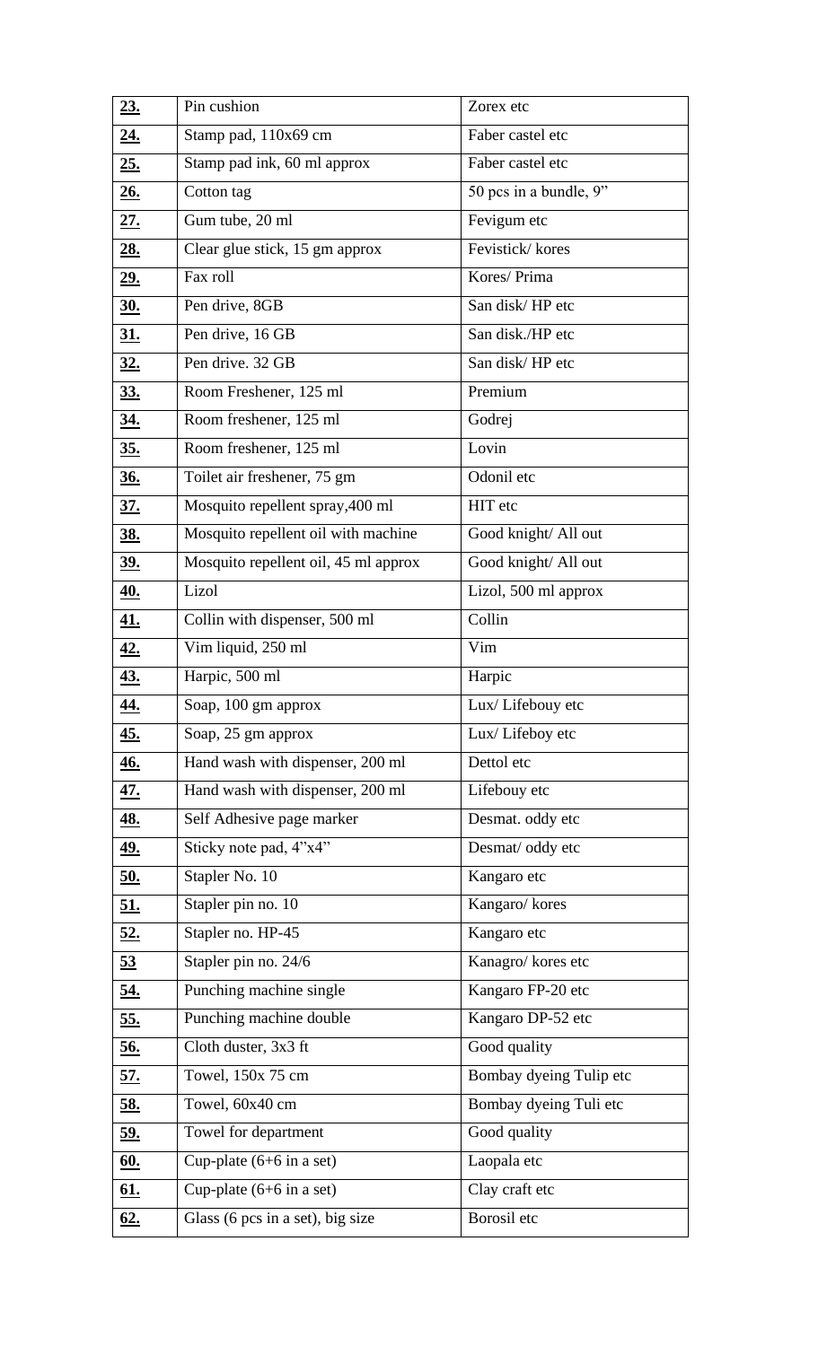| **23.** | Pin cushion | Zorex etc |
|---|---|---|
| **24.** | Stamp pad, 110x69 cm | Faber castel etc |
| **25.** | Stamp pad ink, 60 ml approx | Faber castel etc |
| **26.** | Cotton tag | 50 pcs in a bundle, 9” |
| **27.** | Gum tube, 20 ml | Fevigum etc |
| **28.** | Clear glue stick, 15 gm approx | Fevistick/ kores |
| **29.** | Fax roll | Kores/ Prima |
| **30.** | Pen drive, 8GB | San disk/ HP etc |
| **31.** | Pen drive, 16 GB | San disk./HP etc |
| **32.** | Pen drive. 32 GB | San disk/ HP etc |
| **33.** | Room Freshener, 125 ml | Premium |
| **34.** | Room freshener, 125 ml | Godrej |
| **35.** | Room freshener, 125 ml | Lovin |
| **36.** | Toilet air freshener, 75 gm | Odonil etc |
| **37.** | Mosquito repellent spray,400 ml | HIT etc |
| **38.** | Mosquito repellent oil with machine | Good knight/ All out |
| **39.** | Mosquito repellent oil, 45 ml approx | Good knight/ All out |
| **40.** | Lizol | Lizol, 500 ml approx |
| **41.** | Collin with dispenser, 500 ml | Collin |
| **42.** | Vim liquid, 250 ml | Vim |
| **43.** | Harpic, 500 ml | Harpic |
| **44.** | Soap, 100 gm approx | Lux/ Lifebouy etc |
| **45.** | Soap, 25 gm approx | Lux/ Lifeboy etc |
| **46.** | Hand wash with dispenser, 200 ml | Dettol etc |
| **47.** | Hand wash with dispenser, 200 ml | Lifebouy etc |
| **48.** | Self Adhesive page marker | Desmat. oddy etc |
| **49.** | Sticky note pad, 4”x4” | Desmat/ oddy etc |
| **50.** | Stapler No. 10 | Kangaro etc |
| **51.** | Stapler pin no. 10 | Kangaro/ kores |
| **52.** | Stapler no. HP-45 | Kangaro etc |
| **53** | Stapler pin no. 24/6 | Kanagro/ kores etc |
| **54.** | Punching machine single | Kangaro FP-20 etc |
| **55.** | Punching machine double | Kangaro DP-52 etc |
| **56.** | Cloth duster, 3x3 ft | Good quality |
| **57.** | Towel, 150x 75 cm | Bombay dyeing Tulip etc |
| **58.** | Towel, 60x40 cm | Bombay dyeing Tuli etc |
| **59.** | Towel for department | Good quality |
| **60.** | Cup-plate (6+6 in a set) | Laopala etc |
| **61.** | Cup-plate (6+6 in a set) | Clay craft etc |
| **62.** | Glass (6 pcs in a set), big size | Borosil etc |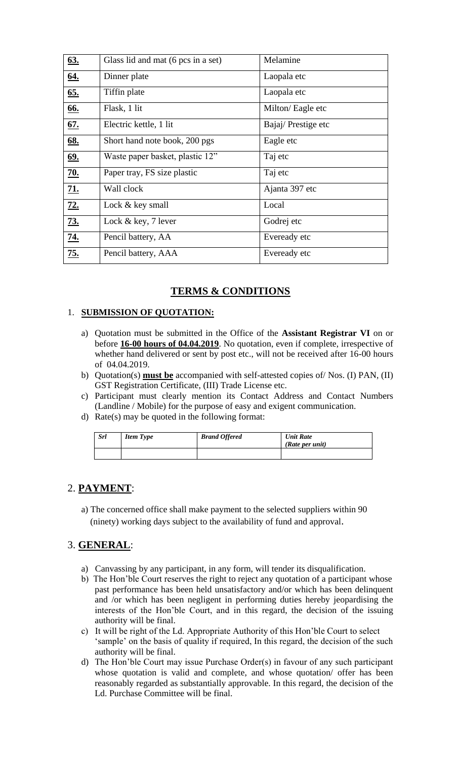| | | |
|---|---|---|
| **63.** | Glass lid and mat (6 pcs in a set) | Melamine |
| **64.** | Dinner plate | Laopala etc |
| **65.** | Tiffin plate | Laopala etc |
| **66.** | Flask, 1 lit | Milton/ Eagle etc |
| **67.** | Electric kettle, 1 lit | Bajaj/ Prestige etc |
| **68.** | Short hand note book, 200 pgs | Eagle etc |
| **69.** | Waste paper basket, plastic 12" | Taj etc |
| **70.** | Paper tray, FS size plastic | Taj etc |
| **71.** | Wall clock | Ajanta 397 etc |
| **72.** | Lock & key small | Local |
| **73.** | Lock & key, 7 lever | Godrej etc |
| **74.** | Pencil battery, AA | Eveready etc |
| **75.** | Pencil battery, AAA | Eveready etc |

## TERMS & CONDITIONS

1. **SUBMISSION OF QUOTATION:**

   a) Quotation must be submitted in the Office of the **Assistant Registrar VI** on or before **16-00 hours of 04.04.2019**. No quotation, even if complete, irrespective of whether hand delivered or sent by post etc., will not be received after 16-00 hours of 04.04.2019.

   b) Quotation(s) **must be** accompanied with self-attested copies of/ Nos. (I) PAN, (II) GST Registration Certificate, (III) Trade License etc.

   c) Participant must clearly mention its Contact Address and Contact Numbers (Landline / Mobile) for the purpose of easy and exigent communication.

   d) Rate(s) may be quoted in the following format:

| *Srl* | *Item Type* | *Brand Offered* | *Unit Rate (Rate per unit)* |
|---|---|---|---|
| | | | |

## 2. PAYMENT:

a) The concerned office shall make payment to the selected suppliers within 90 (ninety) working days subject to the availability of fund and approval.

## 3. GENERAL:

a) Canvassing by any participant, in any form, will tender its disqualification.

b) The Hon'ble Court reserves the right to reject any quotation of a participant whose past performance has been held unsatisfactory and/or which has been delinquent and /or which has been negligent in performing duties hereby jeopardising the interests of the Hon'ble Court, and in this regard, the decision of the issuing authority will be final.

c) It will be right of the Ld. Appropriate Authority of this Hon'ble Court to select 'sample' on the basis of quality if required, In this regard, the decision of the such authority will be final.

d) The Hon'ble Court may issue Purchase Order(s) in favour of any such participant whose quotation is valid and complete, and whose quotation/ offer has been reasonably regarded as substantially approvable. In this regard, the decision of the Ld. Purchase Committee will be final.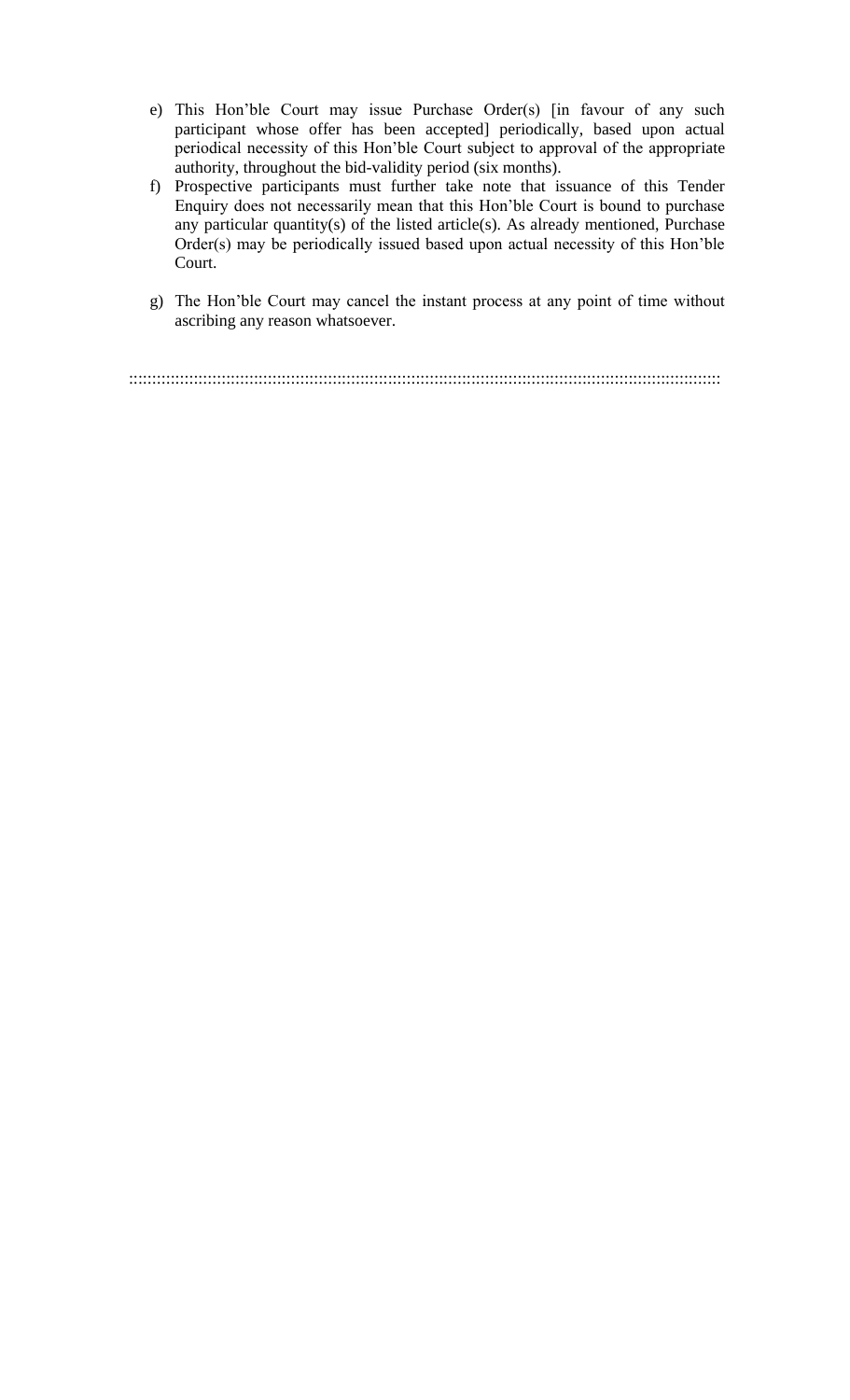e) This Hon'ble Court may issue Purchase Order(s) [in favour of any such participant whose offer has been accepted] periodically, based upon actual periodical necessity of this Hon'ble Court subject to approval of the appropriate authority, throughout the bid-validity period (six months).

f) Prospective participants must further take note that issuance of this Tender Enquiry does not necessarily mean that this Hon'ble Court is bound to purchase any particular quantity(s) of the listed article(s). As already mentioned, Purchase Order(s) may be periodically issued based upon actual necessity of this Hon'ble Court.

g) The Hon'ble Court may cancel the instant process at any point of time without ascribing any reason whatsoever.

::::::::::::::::::::::::::::::::::::::::::::::::::::::::::::::::::::::::::::::::::::::::::::::::::::::::::::::::::::::::::::::::